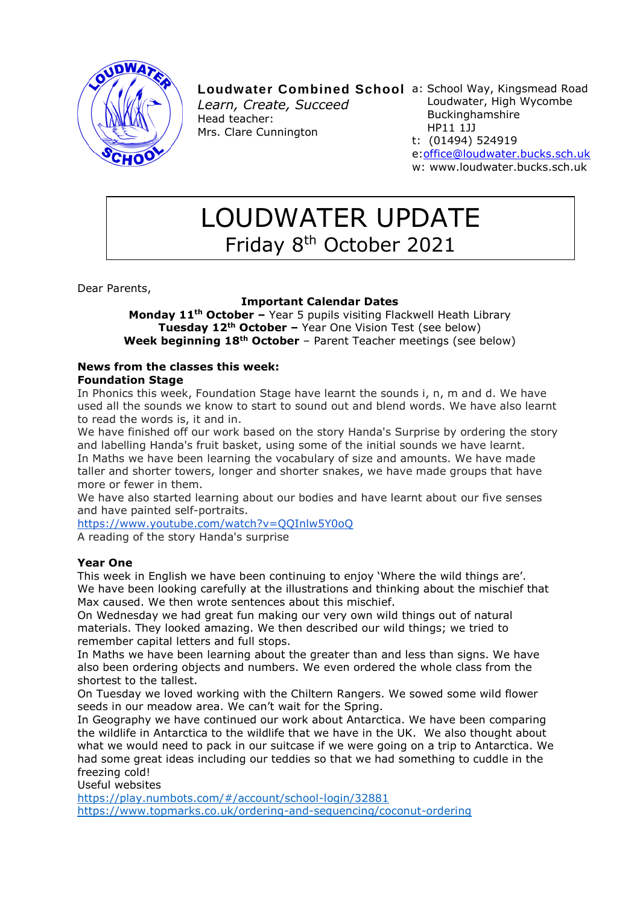**Loudwater Combined School**
*Learn, Create, Succeed*
Head teacher:
Mrs. Clare Cunnington

a: School Way, Kingsmead Road
Loudwater, High Wycombe
Buckinghamshire
HP11 1JJ
t: (01494) 524919
e: office@loudwater.bucks.sch.uk
w: www.loudwater.bucks.sch.uk

# LOUDWATER UPDATE
## Friday 8th October 2021

Dear Parents,

**Important Calendar Dates**
**Monday 11th October –** Year 5 pupils visiting Flackwell Heath Library
**Tuesday 12th October –** Year One Vision Test (see below)
**Week beginning 18th October** – Parent Teacher meetings (see below)

**News from the classes this week:**

**Foundation Stage**

In Phonics this week, Foundation Stage have learnt the sounds i, n, m and d. We have used all the sounds we know to start to sound out and blend words. We have also learnt to read the words is, it and in.
We have finished off our work based on the story Handa's Surprise by ordering the story and labelling Handa's fruit basket, using some of the initial sounds we have learnt.
In Maths we have been learning the vocabulary of size and amounts. We have made taller and shorter towers, longer and shorter snakes, we have made groups that have more or fewer in them.
We have also started learning about our bodies and have learnt about our five senses and have painted self-portraits.
https://www.youtube.com/watch?v=QQInlw5Y0oQ
A reading of the story Handa's surprise

**Year One**

This week in English we have been continuing to enjoy 'Where the wild things are'. We have been looking carefully at the illustrations and thinking about the mischief that Max caused. We then wrote sentences about this mischief.
On Wednesday we had great fun making our very own wild things out of natural materials. They looked amazing. We then described our wild things; we tried to remember capital letters and full stops.
In Maths we have been learning about the greater than and less than signs. We have also been ordering objects and numbers. We even ordered the whole class from the shortest to the tallest.
On Tuesday we loved working with the Chiltern Rangers. We sowed some wild flower seeds in our meadow area. We can't wait for the Spring.
In Geography we have continued our work about Antarctica. We have been comparing the wildlife in Antarctica to the wildlife that we have in the UK. We also thought about what we would need to pack in our suitcase if we were going on a trip to Antarctica. We had some great ideas including our teddies so that we had something to cuddle in the freezing cold!
Useful websites
https://play.numbots.com/#/account/school-login/32881
https://www.topmarks.co.uk/ordering-and-sequencing/coconut-ordering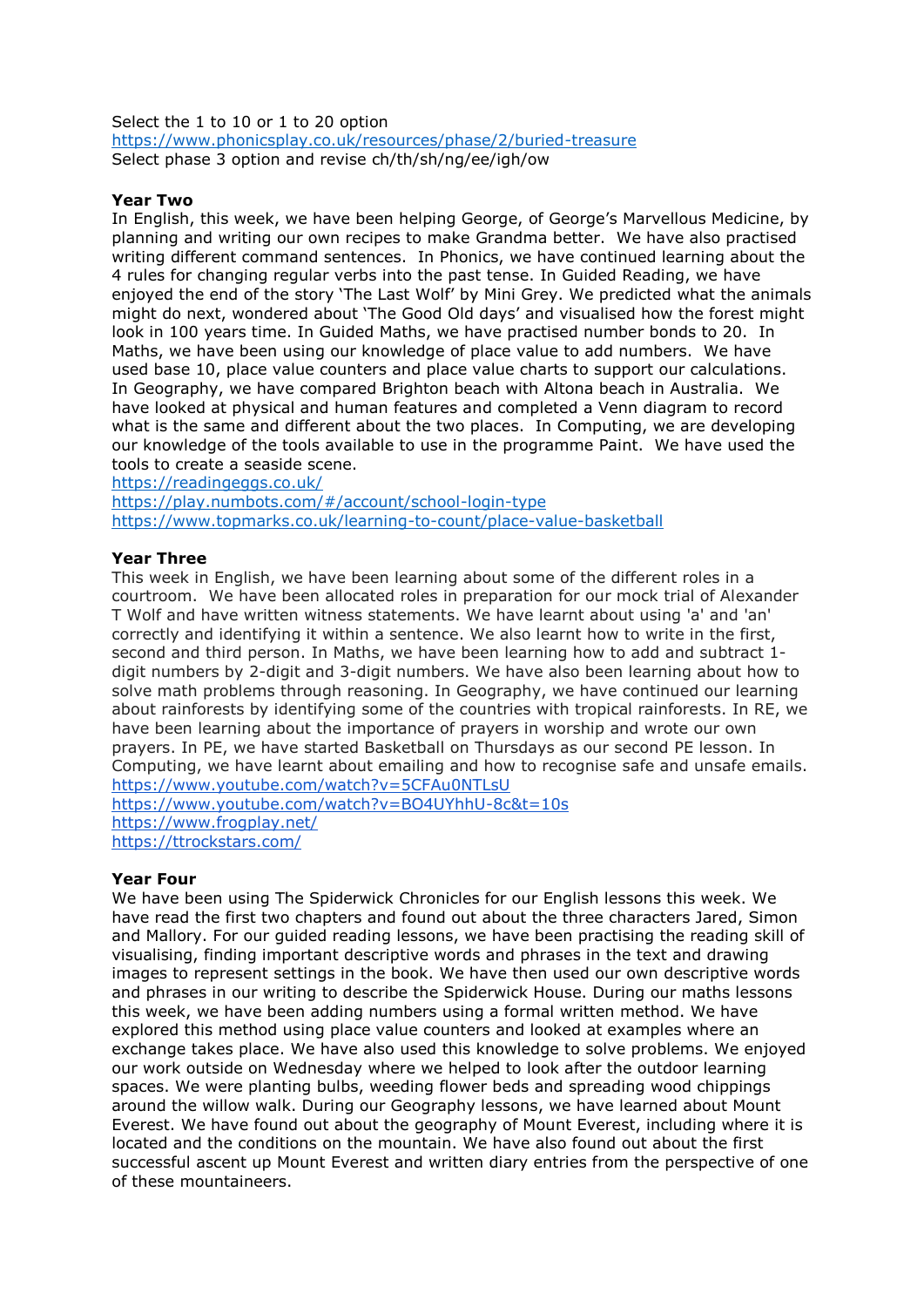Select the 1 to 10 or 1 to 20 option
https://www.phonicsplay.co.uk/resources/phase/2/buried-treasure
Select phase 3 option and revise ch/th/sh/ng/ee/igh/ow

**Year Two**
In English, this week, we have been helping George, of George's Marvellous Medicine, by planning and writing our own recipes to make Grandma better. We have also practised writing different command sentences. In Phonics, we have continued learning about the 4 rules for changing regular verbs into the past tense. In Guided Reading, we have enjoyed the end of the story 'The Last Wolf' by Mini Grey. We predicted what the animals might do next, wondered about 'The Good Old days' and visualised how the forest might look in 100 years time. In Guided Maths, we have practised number bonds to 20. In Maths, we have been using our knowledge of place value to add numbers. We have used base 10, place value counters and place value charts to support our calculations. In Geography, we have compared Brighton beach with Altona beach in Australia. We have looked at physical and human features and completed a Venn diagram to record what is the same and different about the two places. In Computing, we are developing our knowledge of the tools available to use in the programme Paint. We have used the tools to create a seaside scene.
https://readingeggs.co.uk/
https://play.numbots.com/#/account/school-login-type
https://www.topmarks.co.uk/learning-to-count/place-value-basketball

**Year Three**
This week in English, we have been learning about some of the different roles in a courtroom. We have been allocated roles in preparation for our mock trial of Alexander T Wolf and have written witness statements. We have learnt about using 'a' and 'an' correctly and identifying it within a sentence. We also learnt how to write in the first, second and third person. In Maths, we have been learning how to add and subtract 1-digit numbers by 2-digit and 3-digit numbers. We have also been learning about how to solve math problems through reasoning. In Geography, we have continued our learning about rainforests by identifying some of the countries with tropical rainforests. In RE, we have been learning about the importance of prayers in worship and wrote our own prayers. In PE, we have started Basketball on Thursdays as our second PE lesson. In Computing, we have learnt about emailing and how to recognise safe and unsafe emails.
https://www.youtube.com/watch?v=5CFAu0NTLsU
https://www.youtube.com/watch?v=BO4UYhhU-8c&t=10s
https://www.frogplay.net/
https://ttrockstars.com/

**Year Four**
We have been using The Spiderwick Chronicles for our English lessons this week. We have read the first two chapters and found out about the three characters Jared, Simon and Mallory. For our guided reading lessons, we have been practising the reading skill of visualising, finding important descriptive words and phrases in the text and drawing images to represent settings in the book. We have then used our own descriptive words and phrases in our writing to describe the Spiderwick House. During our maths lessons this week, we have been adding numbers using a formal written method. We have explored this method using place value counters and looked at examples where an exchange takes place. We have also used this knowledge to solve problems. We enjoyed our work outside on Wednesday where we helped to look after the outdoor learning spaces. We were planting bulbs, weeding flower beds and spreading wood chippings around the willow walk. During our Geography lessons, we have learned about Mount Everest. We have found out about the geography of Mount Everest, including where it is located and the conditions on the mountain. We have also found out about the first successful ascent up Mount Everest and written diary entries from the perspective of one of these mountaineers.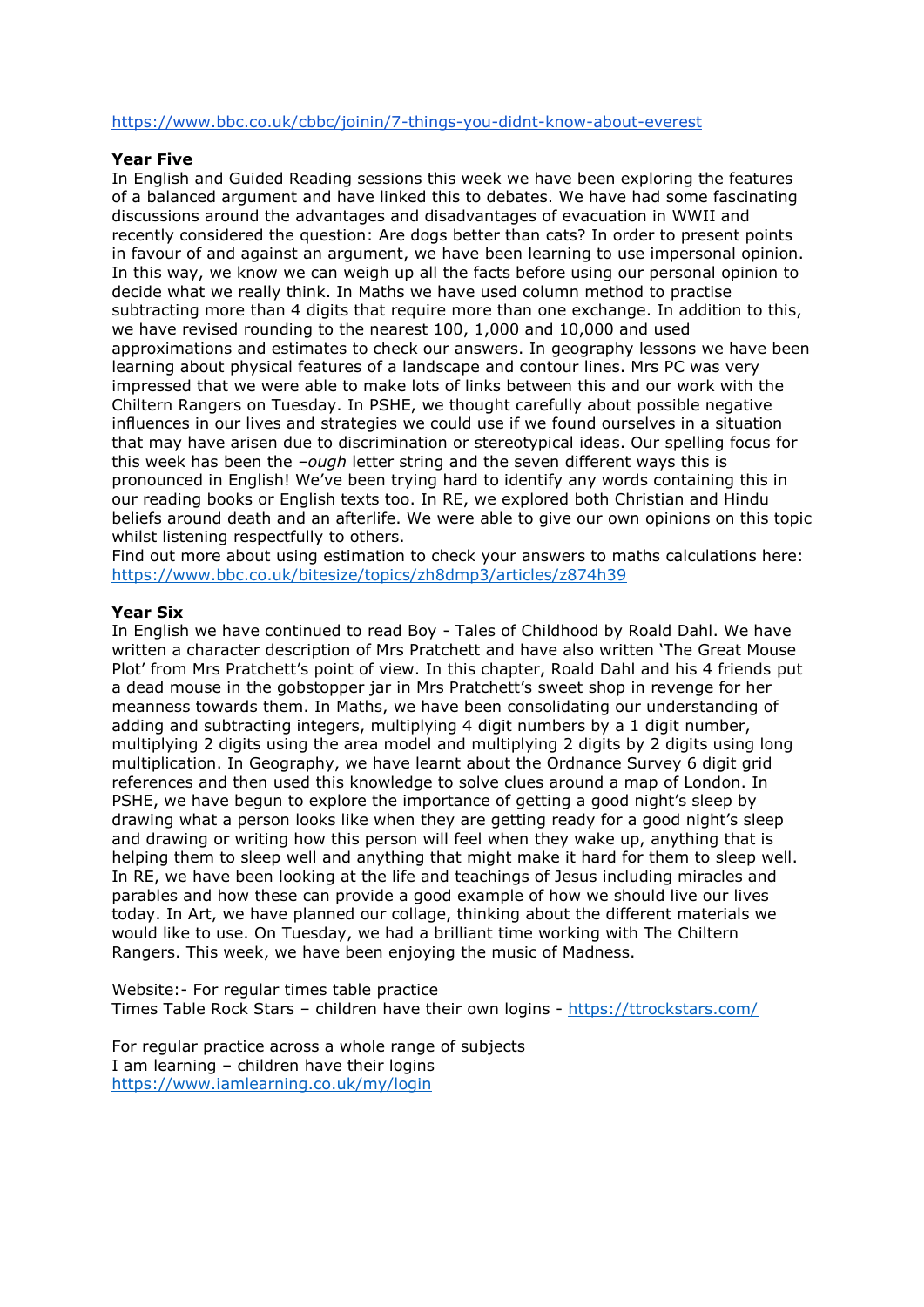https://www.bbc.co.uk/cbbc/joinin/7-things-you-didnt-know-about-everest

**Year Five**

In English and Guided Reading sessions this week we have been exploring the features of a balanced argument and have linked this to debates. We have had some fascinating discussions around the advantages and disadvantages of evacuation in WWII and recently considered the question: Are dogs better than cats? In order to present points in favour of and against an argument, we have been learning to use impersonal opinion. In this way, we know we can weigh up all the facts before using our personal opinion to decide what we really think. In Maths we have used column method to practise subtracting more than 4 digits that require more than one exchange. In addition to this, we have revised rounding to the nearest 100, 1,000 and 10,000 and used approximations and estimates to check our answers. In geography lessons we have been learning about physical features of a landscape and contour lines. Mrs PC was very impressed that we were able to make lots of links between this and our work with the Chiltern Rangers on Tuesday. In PSHE, we thought carefully about possible negative influences in our lives and strategies we could use if we found ourselves in a situation that may have arisen due to discrimination or stereotypical ideas. Our spelling focus for this week has been the *–ough* letter string and the seven different ways this is pronounced in English! We've been trying hard to identify any words containing this in our reading books or English texts too. In RE, we explored both Christian and Hindu beliefs around death and an afterlife. We were able to give our own opinions on this topic whilst listening respectfully to others.

Find out more about using estimation to check your answers to maths calculations here: https://www.bbc.co.uk/bitesize/topics/zh8dmp3/articles/z874h39

**Year Six**

In English we have continued to read Boy - Tales of Childhood by Roald Dahl. We have written a character description of Mrs Pratchett and have also written 'The Great Mouse Plot' from Mrs Pratchett's point of view. In this chapter, Roald Dahl and his 4 friends put a dead mouse in the gobstopper jar in Mrs Pratchett's sweet shop in revenge for her meanness towards them. In Maths, we have been consolidating our understanding of adding and subtracting integers, multiplying 4 digit numbers by a 1 digit number, multiplying 2 digits using the area model and multiplying 2 digits by 2 digits using long multiplication. In Geography, we have learnt about the Ordnance Survey 6 digit grid references and then used this knowledge to solve clues around a map of London. In PSHE, we have begun to explore the importance of getting a good night's sleep by drawing what a person looks like when they are getting ready for a good night's sleep and drawing or writing how this person will feel when they wake up, anything that is helping them to sleep well and anything that might make it hard for them to sleep well. In RE, we have been looking at the life and teachings of Jesus including miracles and parables and how these can provide a good example of how we should live our lives today. In Art, we have planned our collage, thinking about the different materials we would like to use. On Tuesday, we had a brilliant time working with The Chiltern Rangers. This week, we have been enjoying the music of Madness.

Website:- For regular times table practice
Times Table Rock Stars – children have their own logins - https://ttrockstars.com/

For regular practice across a whole range of subjects
I am learning – children have their logins
https://www.iamlearning.co.uk/my/login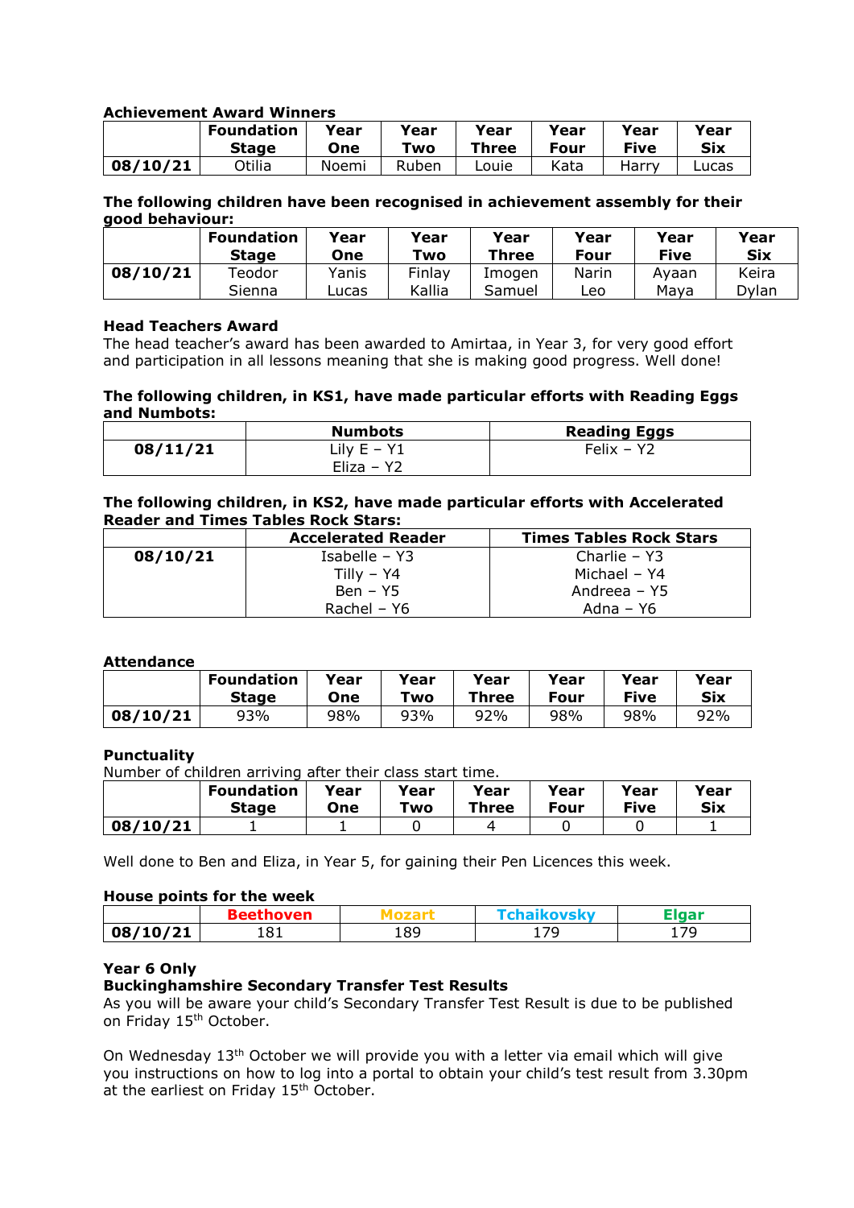**Achievement Award Winners**

| | Foundation Stage | Year One | Year Two | Year Three | Year Four | Year Five | Year Six |
|---|---|---|---|---|---|---|---|
| **08/10/21** | Otilia | Noemi | Ruben | Louie | Kata | Harry | Lucas |

**The following children have been recognised in achievement assembly for their good behaviour:**

| | Foundation Stage | Year One | Year Two | Year Three | Year Four | Year Five | Year Six |
|---|---|---|---|---|---|---|---|
| **08/10/21** | Teodor<br>Sienna | Yanis<br>Lucas | Finlay<br>Kallia | Imogen<br>Samuel | Narin<br>Leo | Ayaan<br>Maya | Keira<br>Dylan |

**Head Teachers Award**

The head teacher's award has been awarded to Amirtaa, in Year 3, for very good effort and participation in all lessons meaning that she is making good progress. Well done!

**The following children, in KS1, have made particular efforts with Reading Eggs and Numbots:**

| | Numbots | Reading Eggs |
|---|---|---|
| **08/11/21** | Lily E – Y1<br>Eliza – Y2 | Felix – Y2 |

**The following children, in KS2, have made particular efforts with Accelerated Reader and Times Tables Rock Stars:**

| | Accelerated Reader | Times Tables Rock Stars |
|---|---|---|
| **08/10/21** | Isabelle – Y3<br>Tilly – Y4<br>Ben – Y5<br>Rachel – Y6 | Charlie – Y3<br>Michael – Y4<br>Andreea – Y5<br>Adna – Y6 |

**Attendance**

| | Foundation Stage | Year One | Year Two | Year Three | Year Four | Year Five | Year Six |
|---|---|---|---|---|---|---|---|
| **08/10/21** | 93% | 98% | 93% | 92% | 98% | 98% | 92% |

**Punctuality**

Number of children arriving after their class start time.

| | Foundation Stage | Year One | Year Two | Year Three | Year Four | Year Five | Year Six |
|---|---|---|---|---|---|---|---|
| **08/10/21** | 1 | 1 | 0 | 4 | 0 | 0 | 1 |

Well done to Ben and Eliza, in Year 5, for gaining their Pen Licences this week.

**House points for the week**

| | Beethoven | Mozart | Tchaikovsky | Elgar |
|---|---|---|---|---|
| **08/10/21** | 181 | 189 | 179 | 179 |

**Year 6 Only**

**Buckinghamshire Secondary Transfer Test Results**

As you will be aware your child's Secondary Transfer Test Result is due to be published on Friday 15th October.

On Wednesday 13th October we will provide you with a letter via email which will give you instructions on how to log into a portal to obtain your child's test result from 3.30pm at the earliest on Friday 15th October.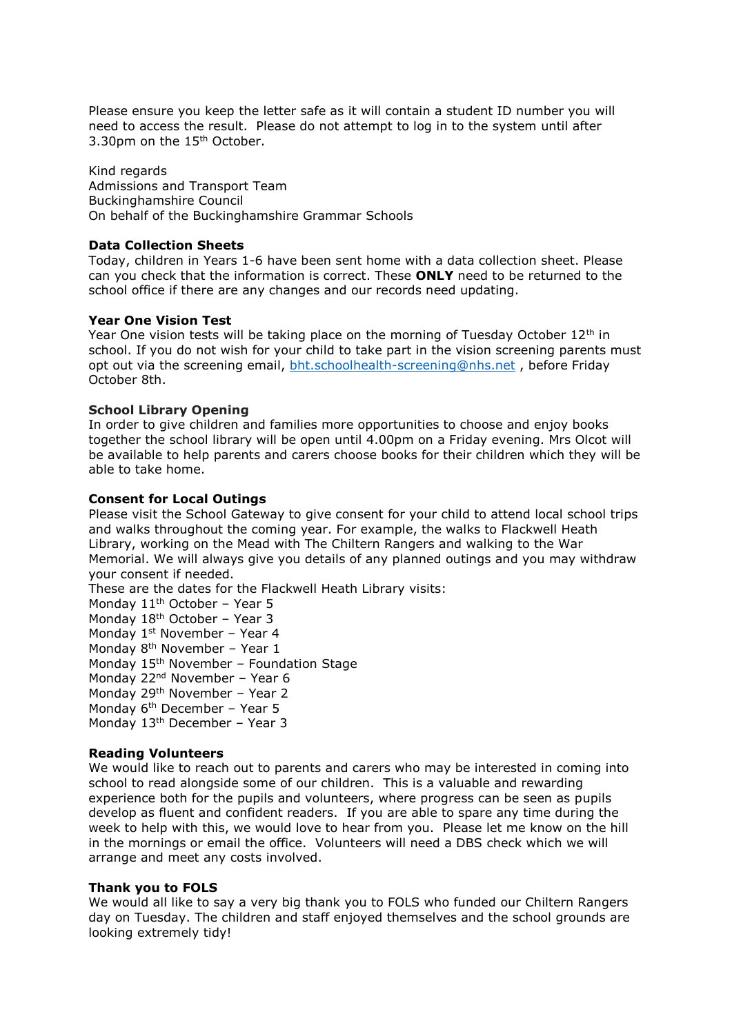Please ensure you keep the letter safe as it will contain a student ID number you will need to access the result. Please do not attempt to log in to the system until after 3.30pm on the 15th October.

Kind regards  
Admissions and Transport Team  
Buckinghamshire Council  
On behalf of the Buckinghamshire Grammar Schools

**Data Collection Sheets**  
Today, children in Years 1-6 have been sent home with a data collection sheet. Please can you check that the information is correct. These **ONLY** need to be returned to the school office if there are any changes and our records need updating.

**Year One Vision Test**  
Year One vision tests will be taking place on the morning of Tuesday October 12th in school. If you do not wish for your child to take part in the vision screening parents must opt out via the screening email, bht.schoolhealth-screening@nhs.net , before Friday October 8th.

**School Library Opening**  
In order to give children and families more opportunities to choose and enjoy books together the school library will be open until 4.00pm on a Friday evening. Mrs Olcot will be available to help parents and carers choose books for their children which they will be able to take home.

**Consent for Local Outings**  
Please visit the School Gateway to give consent for your child to attend local school trips and walks throughout the coming year. For example, the walks to Flackwell Heath Library, working on the Mead with The Chiltern Rangers and walking to the War Memorial. We will always give you details of any planned outings and you may withdraw your consent if needed.  
These are the dates for the Flackwell Heath Library visits:  
Monday 11th October – Year 5  
Monday 18th October – Year 3  
Monday 1st November – Year 4  
Monday 8th November – Year 1  
Monday 15th November – Foundation Stage  
Monday 22nd November – Year 6  
Monday 29th November – Year 2  
Monday 6th December – Year 5  
Monday 13th December – Year 3

**Reading Volunteers**  
We would like to reach out to parents and carers who may be interested in coming into school to read alongside some of our children. This is a valuable and rewarding experience both for the pupils and volunteers, where progress can be seen as pupils develop as fluent and confident readers. If you are able to spare any time during the week to help with this, we would love to hear from you. Please let me know on the hill in the mornings or email the office. Volunteers will need a DBS check which we will arrange and meet any costs involved.

**Thank you to FOLS**  
We would all like to say a very big thank you to FOLS who funded our Chiltern Rangers day on Tuesday. The children and staff enjoyed themselves and the school grounds are looking extremely tidy!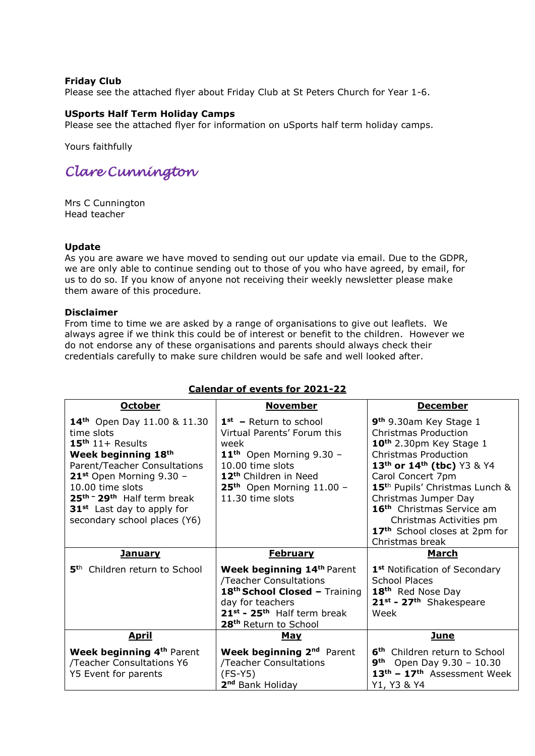**Friday Club**
Please see the attached flyer about Friday Club at St Peters Church for Year 1-6.

**USports Half Term Holiday Camps**
Please see the attached flyer for information on uSports half term holiday camps.

Yours faithfully

*Clare Cunnington*

Mrs C Cunnington
Head teacher

**Update**
As you are aware we have moved to sending out our update via email. Due to the GDPR, we are only able to continue sending out to those of you who have agreed, by email, for us to do so. If you know of anyone not receiving their weekly newsletter please make them aware of this procedure.

**Disclaimer**
From time to time we are asked by a range of organisations to give out leaflets. We always agree if we think this could be of interest or benefit to the children. However we do not endorse any of these organisations and parents should always check their credentials carefully to make sure children would be safe and well looked after.

## Calendar of events for 2021-22

| October | November | December |
|---|---|---|
| **14th** Open Day 11.00 & 11.30 time slots<br>**15th** 11+ Results<br>**Week beginning 18th** Parent/Teacher Consultations<br>**21st** Open Morning 9.30 – 10.00 time slots<br>**25th – 29th** Half term break<br>**31st** Last day to apply for secondary school places (Y6) | **1st – Return to school**<br>Virtual Parents' Forum this week<br>**11th** Open Morning 9.30 – 10.00 time slots<br>**12th** Children in Need<br>**25th** Open Morning 11.00 – 11.30 time slots | **9th** 9.30am Key Stage 1 Christmas Production<br>**10th** 2.30pm Key Stage 1 Christmas Production<br>**13th or 14th (tbc)** Y3 & Y4 Carol Concert 7pm<br>**15th** Pupils' Christmas Lunch & Christmas Jumper Day<br>**16th** Christmas Service am Christmas Activities pm<br>**17th** School closes at 2pm for Christmas break |
| **January** | **February** | **March** |
| **5th** Children return to School | **Week beginning 14th** Parent /Teacher Consultations<br>**18th School Closed –** Training day for teachers<br>**21st - 25th** Half term break<br>**28th** Return to School | **1st** Notification of Secondary School Places<br>**18th** Red Nose Day<br>**21st - 27th** Shakespeare Week |
| **April** | **May** | **June** |
| **Week beginning 4th** Parent /Teacher Consultations Y6<br>Y5 Event for parents | **Week beginning 2nd** Parent /Teacher Consultations (FS-Y5)<br>**2nd** Bank Holiday | **6th** Children return to School<br>**9th** Open Day 9.30 – 10.30<br>**13th – 17th** Assessment Week Y1, Y3 & Y4 |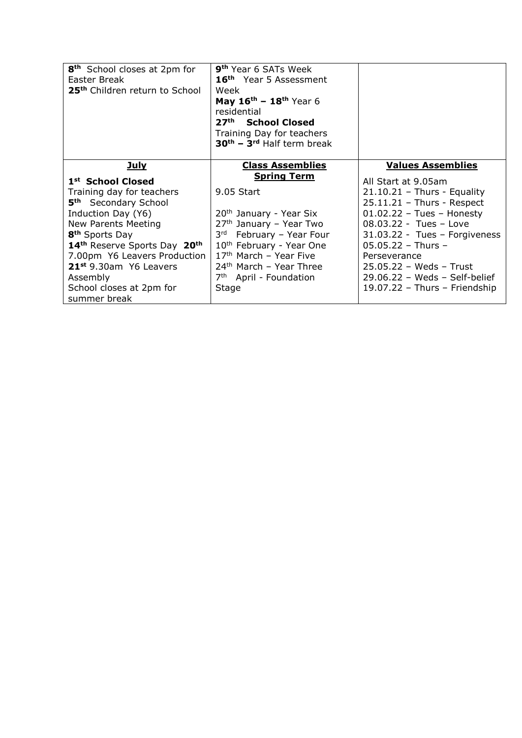| | | |
|---|---|---|
| **8th** School closes at 2pm for Easter Break<br>**25th** Children return to School | **9th** Year 6 SATs Week<br>**16th** Year 5 Assessment Week<br>**May 16th – 18th** Year 6 residential<br>**27th School Closed**<br>Training Day for teachers<br>**30th – 3rd** Half term break | |
| **July**<br>**1st School Closed**<br>Training day for teachers<br>**5th** Secondary School Induction Day (Y6)<br>New Parents Meeting<br>**8th** Sports Day<br>**14th** Reserve Sports Day **20th** 7.00pm Y6 Leavers Production<br>**21st** 9.30am Y6 Leavers Assembly<br>School closes at 2pm for summer break | **Class Assemblies Spring Term**<br>9.05 Start<br><br>20th January - Year Six<br>27th January – Year Two<br>3rd February – Year Four<br>10th February - Year One<br>17th March – Year Five<br>24th March – Year Three<br>7th April - Foundation Stage | **Values Assemblies**<br>All Start at 9.05am<br>21.10.21 – Thurs - Equality<br>25.11.21 – Thurs - Respect<br>01.02.22 – Tues – Honesty<br>08.03.22 - Tues – Love<br>31.03.22 - Tues – Forgiveness<br>05.05.22 – Thurs – Perseverance<br>25.05.22 – Weds – Trust<br>29.06.22 – Weds – Self-belief<br>19.07.22 – Thurs – Friendship |